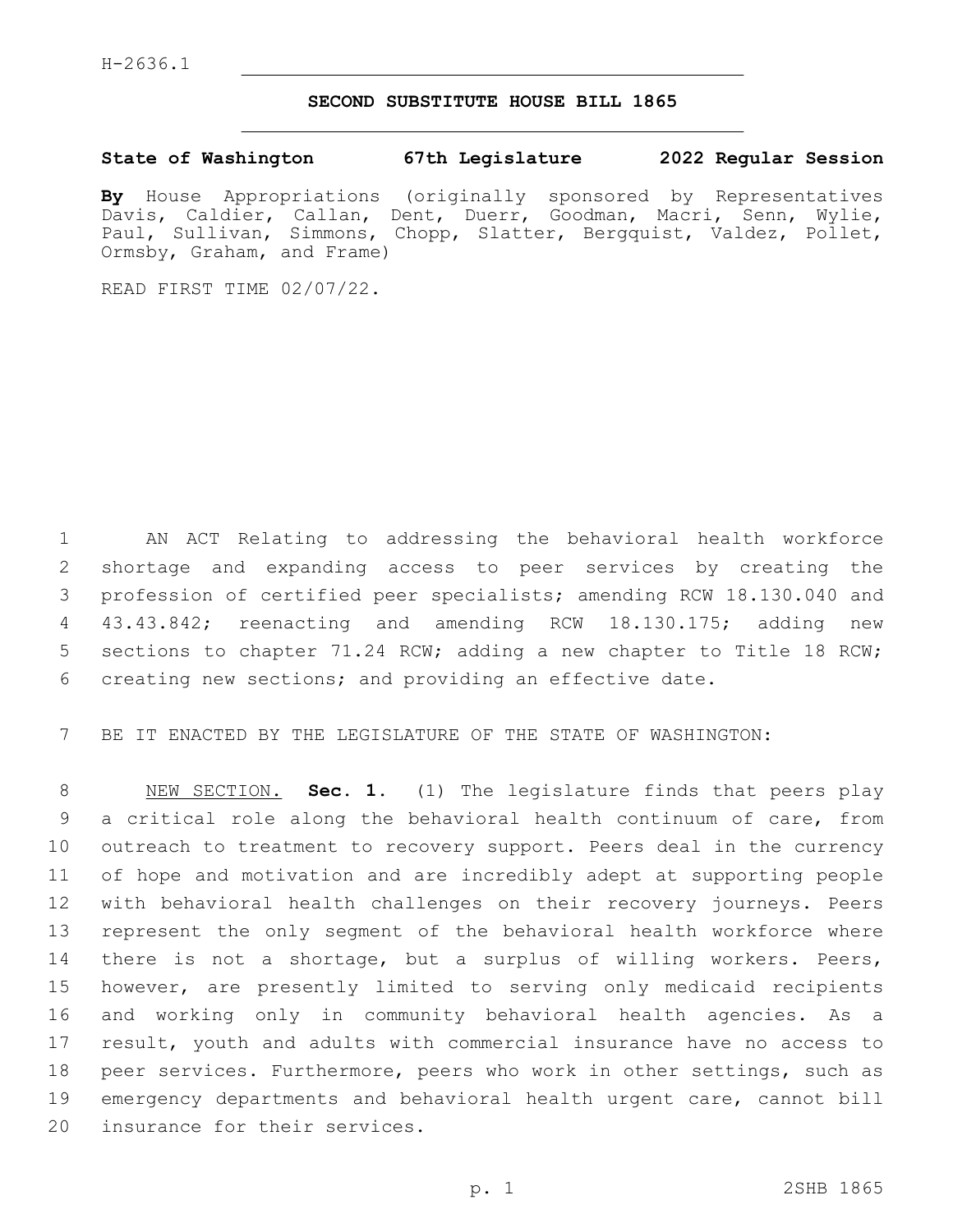H-2636.1

# SECOND SUBSTITUTE HOUSE BILL 1865

**State of Washington 67th Legislature 2022 Regular Session**

**By** House Appropriations (originally sponsored by Representatives Davis, Caldier, Callan, Dent, Duerr, Goodman, Macri, Senn, Wylie, Paul, Sullivan, Simmons, Chopp, Slatter, Bergquist, Valdez, Pollet, Ormsby, Graham, and Frame)

READ FIRST TIME 02/07/22.

AN ACT Relating to addressing the behavioral health workforce shortage and expanding access to peer services by creating the profession of certified peer specialists; amending RCW 18.130.040 and 43.43.842; reenacting and amending RCW 18.130.175; adding new sections to chapter 71.24 RCW; adding a new chapter to Title 18 RCW; creating new sections; and providing an effective date.

BE IT ENACTED BY THE LEGISLATURE OF THE STATE OF WASHINGTON:

NEW SECTION. **Sec. 1.** (1) The legislature finds that peers play a critical role along the behavioral health continuum of care, from outreach to treatment to recovery support. Peers deal in the currency of hope and motivation and are incredibly adept at supporting people with behavioral health challenges on their recovery journeys. Peers represent the only segment of the behavioral health workforce where there is not a shortage, but a surplus of willing workers. Peers, however, are presently limited to serving only medicaid recipients and working only in community behavioral health agencies. As a result, youth and adults with commercial insurance have no access to peer services. Furthermore, peers who work in other settings, such as emergency departments and behavioral health urgent care, cannot bill insurance for their services.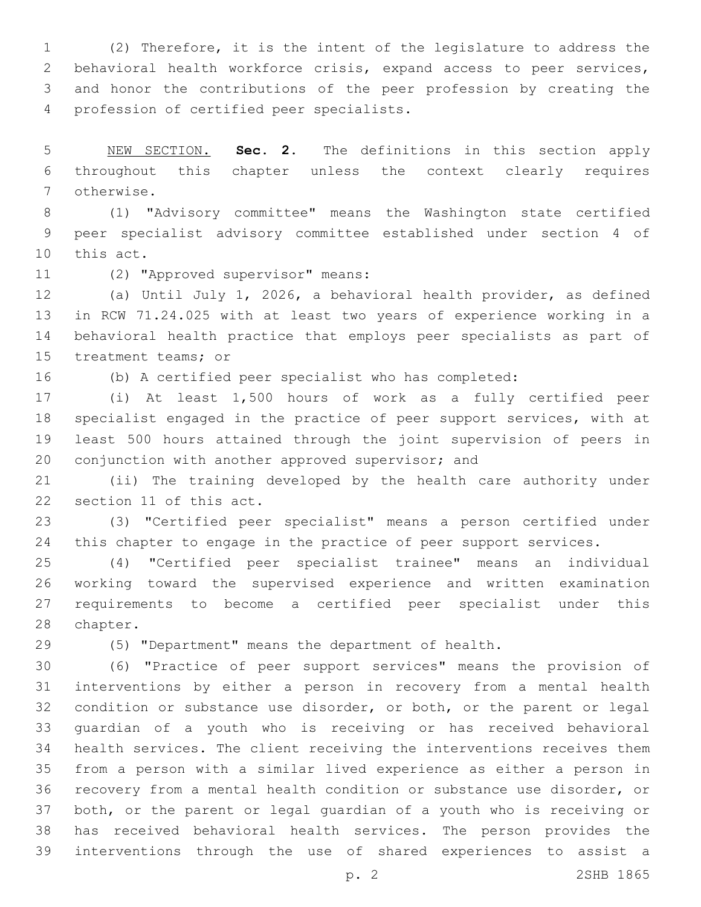(2) Therefore, it is the intent of the legislature to address the behavioral health workforce crisis, expand access to peer services, and honor the contributions of the peer profession by creating the profession of certified peer specialists.

NEW SECTION. **Sec. 2.** The definitions in this section apply throughout this chapter unless the context clearly requires otherwise.

(1) "Advisory committee" means the Washington state certified peer specialist advisory committee established under section 4 of this act.

(2) "Approved supervisor" means:

(a) Until July 1, 2026, a behavioral health provider, as defined in RCW 71.24.025 with at least two years of experience working in a behavioral health practice that employs peer specialists as part of treatment teams; or

(b) A certified peer specialist who has completed:

(i) At least 1,500 hours of work as a fully certified peer specialist engaged in the practice of peer support services, with at least 500 hours attained through the joint supervision of peers in conjunction with another approved supervisor; and

(ii) The training developed by the health care authority under section 11 of this act.

(3) "Certified peer specialist" means a person certified under this chapter to engage in the practice of peer support services.

(4) "Certified peer specialist trainee" means an individual working toward the supervised experience and written examination requirements to become a certified peer specialist under this chapter.

(5) "Department" means the department of health.

(6) "Practice of peer support services" means the provision of interventions by either a person in recovery from a mental health condition or substance use disorder, or both, or the parent or legal guardian of a youth who is receiving or has received behavioral health services. The client receiving the interventions receives them from a person with a similar lived experience as either a person in recovery from a mental health condition or substance use disorder, or both, or the parent or legal guardian of a youth who is receiving or has received behavioral health services. The person provides the interventions through the use of shared experiences to assist a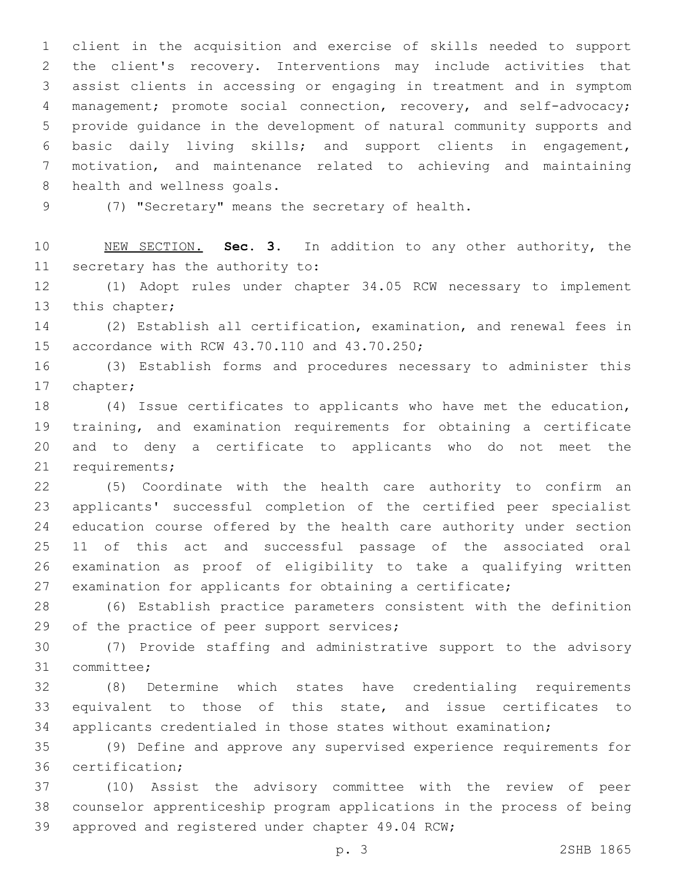client in the acquisition and exercise of skills needed to support the client's recovery. Interventions may include activities that assist clients in accessing or engaging in treatment and in symptom management; promote social connection, recovery, and self-advocacy; provide guidance in the development of natural community supports and basic daily living skills; and support clients in engagement, motivation, and maintenance related to achieving and maintaining health and wellness goals.

(7) "Secretary" means the secretary of health.

NEW SECTION. **Sec. 3.** In addition to any other authority, the secretary has the authority to:

(1) Adopt rules under chapter 34.05 RCW necessary to implement this chapter;

(2) Establish all certification, examination, and renewal fees in accordance with RCW 43.70.110 and 43.70.250;

(3) Establish forms and procedures necessary to administer this chapter;

(4) Issue certificates to applicants who have met the education, training, and examination requirements for obtaining a certificate and to deny a certificate to applicants who do not meet the requirements;

(5) Coordinate with the health care authority to confirm an applicants' successful completion of the certified peer specialist education course offered by the health care authority under section 11 of this act and successful passage of the associated oral examination as proof of eligibility to take a qualifying written examination for applicants for obtaining a certificate;

(6) Establish practice parameters consistent with the definition of the practice of peer support services;

(7) Provide staffing and administrative support to the advisory committee;

(8) Determine which states have credentialing requirements equivalent to those of this state, and issue certificates to applicants credentialed in those states without examination;

(9) Define and approve any supervised experience requirements for certification;

(10) Assist the advisory committee with the review of peer counselor apprenticeship program applications in the process of being approved and registered under chapter 49.04 RCW;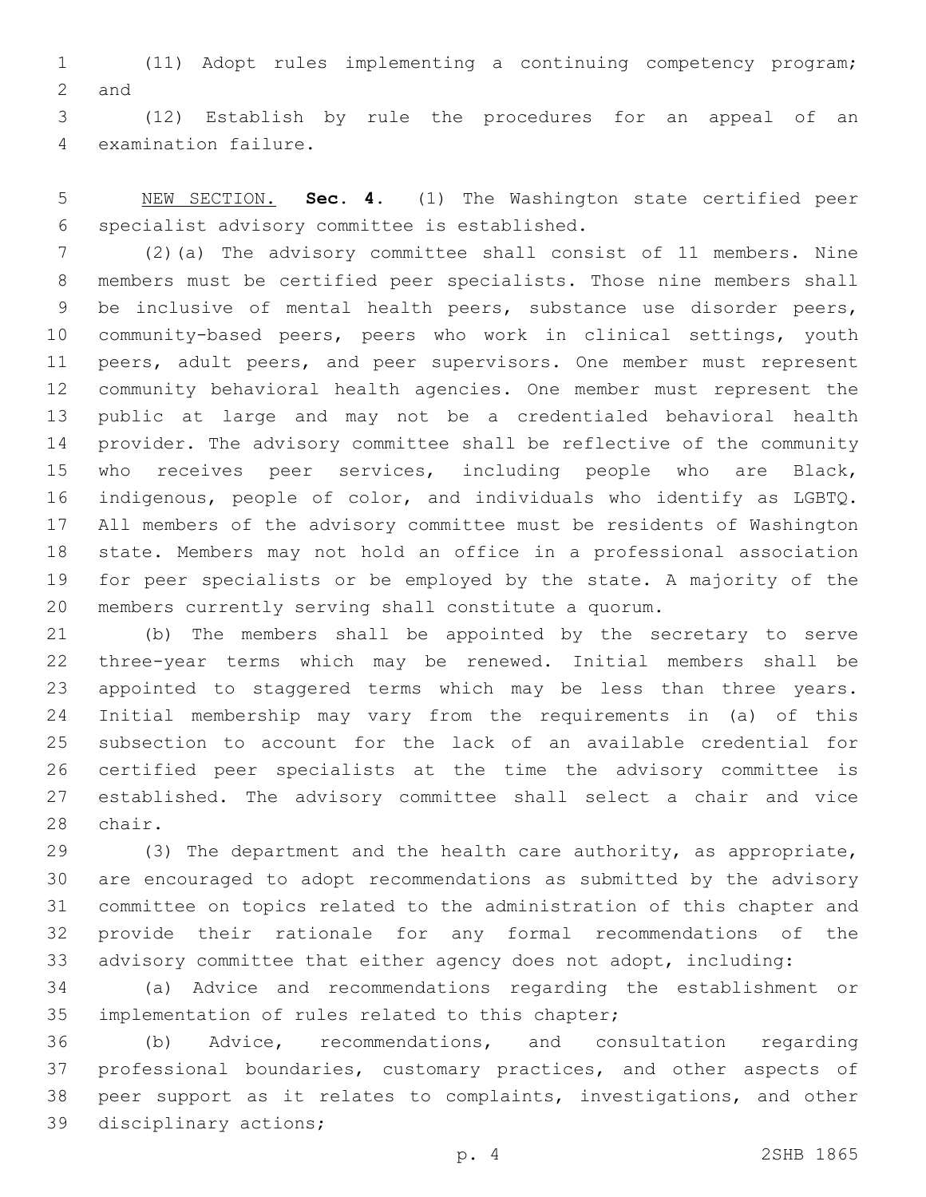(11) Adopt rules implementing a continuing competency program; and

(12) Establish by rule the procedures for an appeal of an examination failure.

NEW SECTION. **Sec. 4.** (1) The Washington state certified peer specialist advisory committee is established.

(2)(a) The advisory committee shall consist of 11 members. Nine members must be certified peer specialists. Those nine members shall be inclusive of mental health peers, substance use disorder peers, community-based peers, peers who work in clinical settings, youth peers, adult peers, and peer supervisors. One member must represent community behavioral health agencies. One member must represent the public at large and may not be a credentialed behavioral health provider. The advisory committee shall be reflective of the community who receives peer services, including people who are Black, indigenous, people of color, and individuals who identify as LGBTQ. All members of the advisory committee must be residents of Washington state. Members may not hold an office in a professional association for peer specialists or be employed by the state. A majority of the members currently serving shall constitute a quorum.

(b) The members shall be appointed by the secretary to serve three-year terms which may be renewed. Initial members shall be appointed to staggered terms which may be less than three years. Initial membership may vary from the requirements in (a) of this subsection to account for the lack of an available credential for certified peer specialists at the time the advisory committee is established. The advisory committee shall select a chair and vice chair.

(3) The department and the health care authority, as appropriate, are encouraged to adopt recommendations as submitted by the advisory committee on topics related to the administration of this chapter and provide their rationale for any formal recommendations of the advisory committee that either agency does not adopt, including:

(a) Advice and recommendations regarding the establishment or implementation of rules related to this chapter;

(b) Advice, recommendations, and consultation regarding professional boundaries, customary practices, and other aspects of peer support as it relates to complaints, investigations, and other disciplinary actions;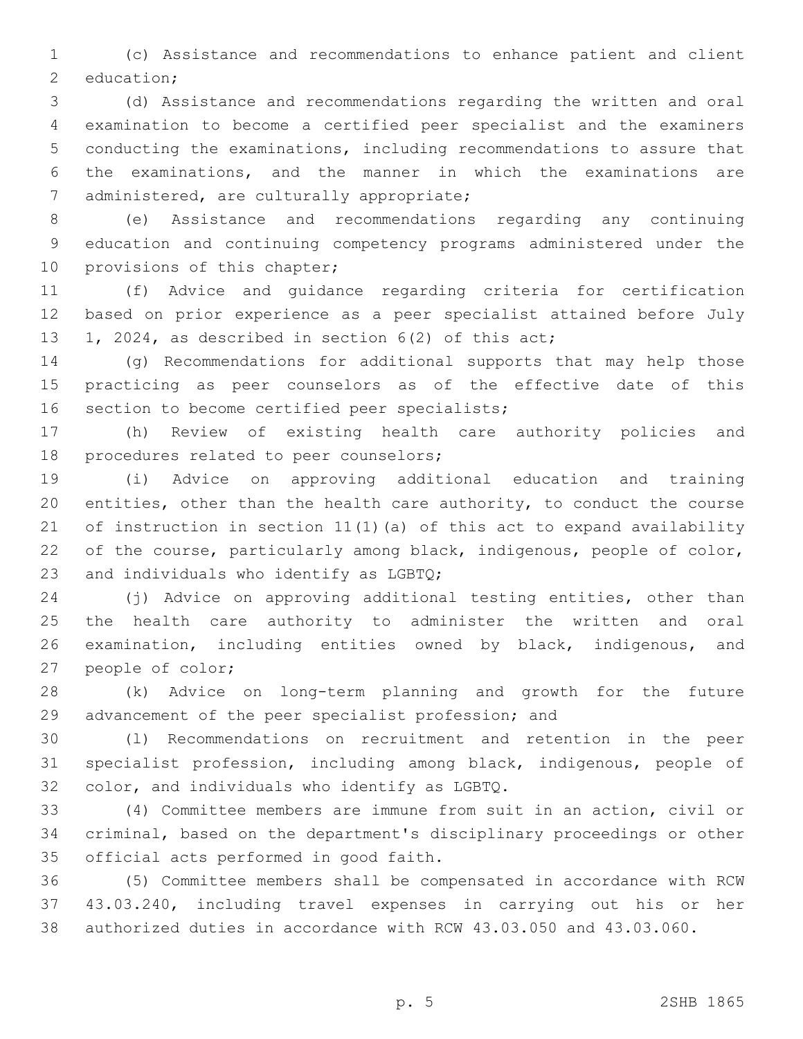(c) Assistance and recommendations to enhance patient and client education;

(d) Assistance and recommendations regarding the written and oral examination to become a certified peer specialist and the examiners conducting the examinations, including recommendations to assure that the examinations, and the manner in which the examinations are administered, are culturally appropriate;

(e) Assistance and recommendations regarding any continuing education and continuing competency programs administered under the provisions of this chapter;

(f) Advice and guidance regarding criteria for certification based on prior experience as a peer specialist attained before July 1, 2024, as described in section 6(2) of this act;

(g) Recommendations for additional supports that may help those practicing as peer counselors as of the effective date of this section to become certified peer specialists;

(h) Review of existing health care authority policies and procedures related to peer counselors;

(i) Advice on approving additional education and training entities, other than the health care authority, to conduct the course of instruction in section 11(1)(a) of this act to expand availability of the course, particularly among black, indigenous, people of color, and individuals who identify as LGBTQ;

(j) Advice on approving additional testing entities, other than the health care authority to administer the written and oral examination, including entities owned by black, indigenous, and people of color;

(k) Advice on long-term planning and growth for the future advancement of the peer specialist profession; and

(l) Recommendations on recruitment and retention in the peer specialist profession, including among black, indigenous, people of color, and individuals who identify as LGBTQ.

(4) Committee members are immune from suit in an action, civil or criminal, based on the department's disciplinary proceedings or other official acts performed in good faith.

(5) Committee members shall be compensated in accordance with RCW 43.03.240, including travel expenses in carrying out his or her authorized duties in accordance with RCW 43.03.050 and 43.03.060.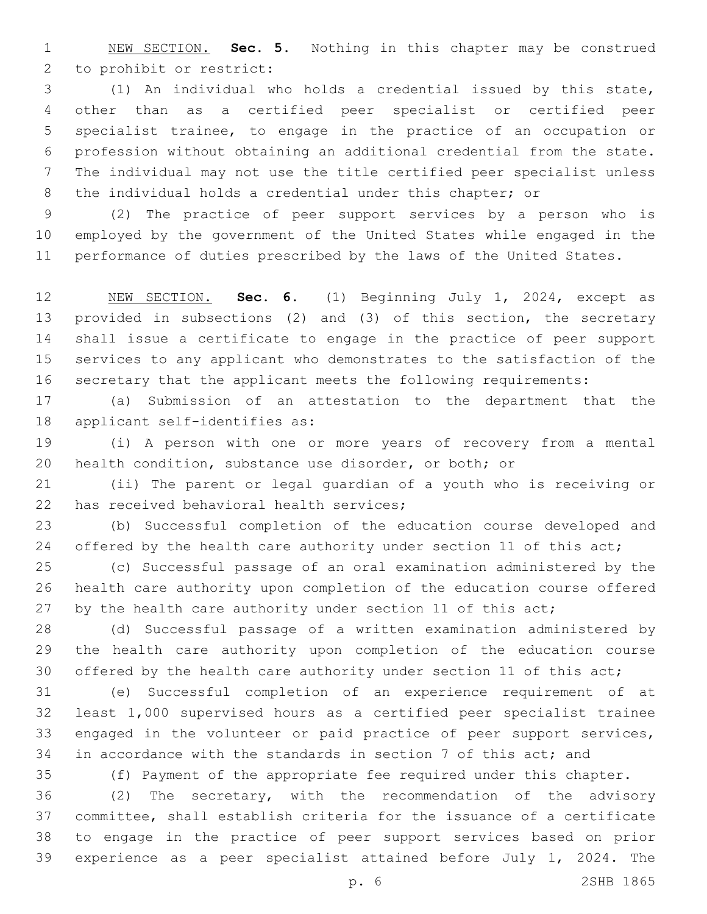NEW SECTION. **Sec. 5.** Nothing in this chapter may be construed to prohibit or restrict:

(1) An individual who holds a credential issued by this state, other than as a certified peer specialist or certified peer specialist trainee, to engage in the practice of an occupation or profession without obtaining an additional credential from the state. The individual may not use the title certified peer specialist unless the individual holds a credential under this chapter; or

(2) The practice of peer support services by a person who is employed by the government of the United States while engaged in the performance of duties prescribed by the laws of the United States.

NEW SECTION. **Sec. 6.** (1) Beginning July 1, 2024, except as provided in subsections (2) and (3) of this section, the secretary shall issue a certificate to engage in the practice of peer support services to any applicant who demonstrates to the satisfaction of the secretary that the applicant meets the following requirements:

(a) Submission of an attestation to the department that the applicant self-identifies as:

(i) A person with one or more years of recovery from a mental health condition, substance use disorder, or both; or

(ii) The parent or legal guardian of a youth who is receiving or has received behavioral health services;

(b) Successful completion of the education course developed and offered by the health care authority under section 11 of this act;

(c) Successful passage of an oral examination administered by the health care authority upon completion of the education course offered by the health care authority under section 11 of this act;

(d) Successful passage of a written examination administered by the health care authority upon completion of the education course offered by the health care authority under section 11 of this act;

(e) Successful completion of an experience requirement of at least 1,000 supervised hours as a certified peer specialist trainee engaged in the volunteer or paid practice of peer support services, in accordance with the standards in section 7 of this act; and

(f) Payment of the appropriate fee required under this chapter.

(2) The secretary, with the recommendation of the advisory committee, shall establish criteria for the issuance of a certificate to engage in the practice of peer support services based on prior experience as a peer specialist attained before July 1, 2024. The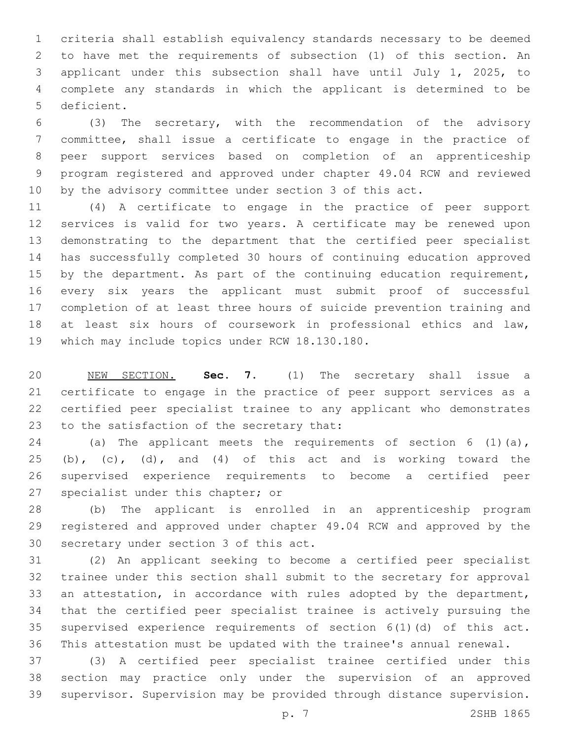criteria shall establish equivalency standards necessary to be deemed to have met the requirements of subsection (1) of this section. An applicant under this subsection shall have until July 1, 2025, to complete any standards in which the applicant is determined to be deficient.

(3) The secretary, with the recommendation of the advisory committee, shall issue a certificate to engage in the practice of peer support services based on completion of an apprenticeship program registered and approved under chapter 49.04 RCW and reviewed by the advisory committee under section 3 of this act.

(4) A certificate to engage in the practice of peer support services is valid for two years. A certificate may be renewed upon demonstrating to the department that the certified peer specialist has successfully completed 30 hours of continuing education approved by the department. As part of the continuing education requirement, every six years the applicant must submit proof of successful completion of at least three hours of suicide prevention training and at least six hours of coursework in professional ethics and law, which may include topics under RCW 18.130.180.

NEW SECTION. **Sec. 7.** (1) The secretary shall issue a certificate to engage in the practice of peer support services as a certified peer specialist trainee to any applicant who demonstrates to the satisfaction of the secretary that:

(a) The applicant meets the requirements of section 6 (1)(a), (b), (c), (d), and (4) of this act and is working toward the supervised experience requirements to become a certified peer specialist under this chapter; or

(b) The applicant is enrolled in an apprenticeship program registered and approved under chapter 49.04 RCW and approved by the secretary under section 3 of this act.

(2) An applicant seeking to become a certified peer specialist trainee under this section shall submit to the secretary for approval an attestation, in accordance with rules adopted by the department, that the certified peer specialist trainee is actively pursuing the supervised experience requirements of section 6(1)(d) of this act. This attestation must be updated with the trainee's annual renewal.

(3) A certified peer specialist trainee certified under this section may practice only under the supervision of an approved supervisor. Supervision may be provided through distance supervision.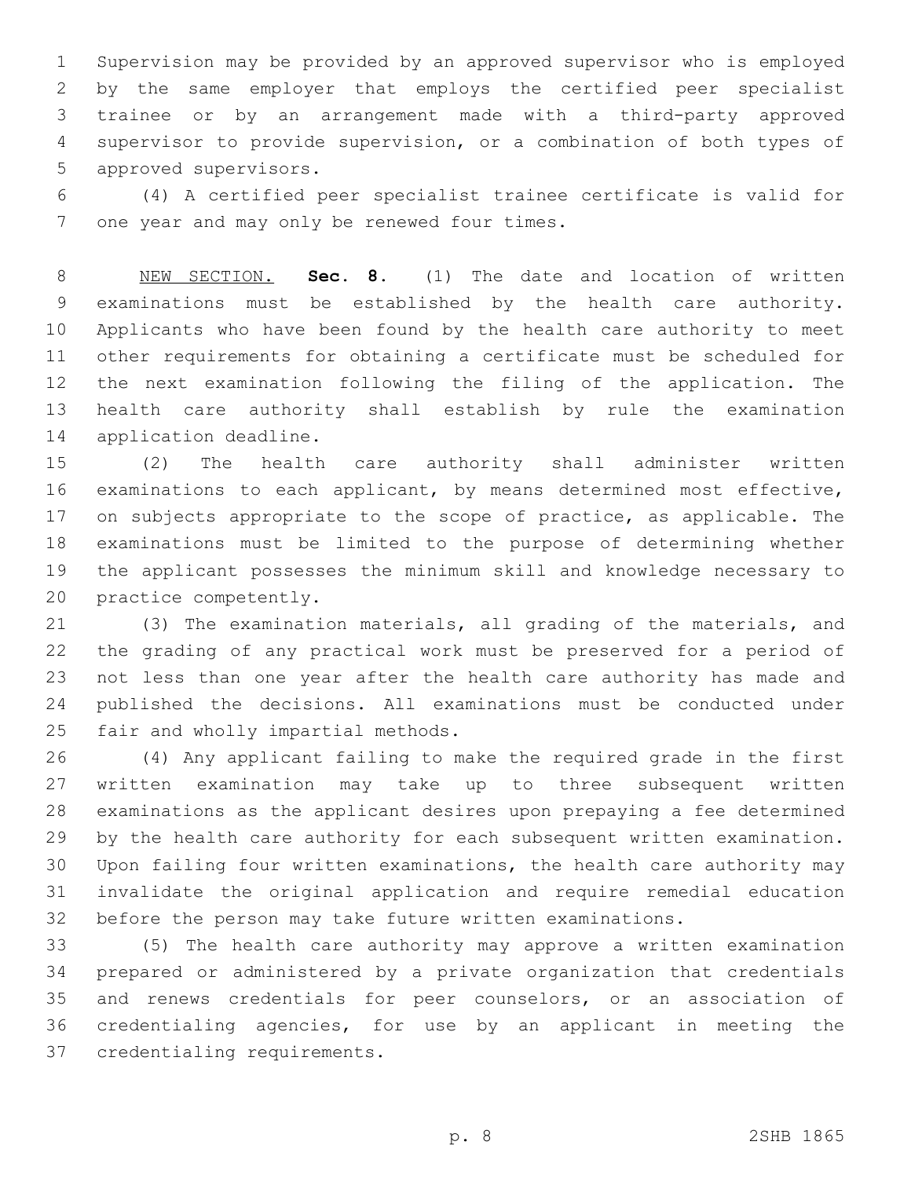Supervision may be provided by an approved supervisor who is employed by the same employer that employs the certified peer specialist trainee or by an arrangement made with a third-party approved supervisor to provide supervision, or a combination of both types of approved supervisors.

(4) A certified peer specialist trainee certificate is valid for one year and may only be renewed four times.

NEW SECTION. **Sec. 8.** (1) The date and location of written examinations must be established by the health care authority. Applicants who have been found by the health care authority to meet other requirements for obtaining a certificate must be scheduled for the next examination following the filing of the application. The health care authority shall establish by rule the examination application deadline.

(2) The health care authority shall administer written examinations to each applicant, by means determined most effective, on subjects appropriate to the scope of practice, as applicable. The examinations must be limited to the purpose of determining whether the applicant possesses the minimum skill and knowledge necessary to practice competently.

(3) The examination materials, all grading of the materials, and the grading of any practical work must be preserved for a period of not less than one year after the health care authority has made and published the decisions. All examinations must be conducted under fair and wholly impartial methods.

(4) Any applicant failing to make the required grade in the first written examination may take up to three subsequent written examinations as the applicant desires upon prepaying a fee determined by the health care authority for each subsequent written examination. Upon failing four written examinations, the health care authority may invalidate the original application and require remedial education before the person may take future written examinations.

(5) The health care authority may approve a written examination prepared or administered by a private organization that credentials and renews credentials for peer counselors, or an association of credentialing agencies, for use by an applicant in meeting the credentialing requirements.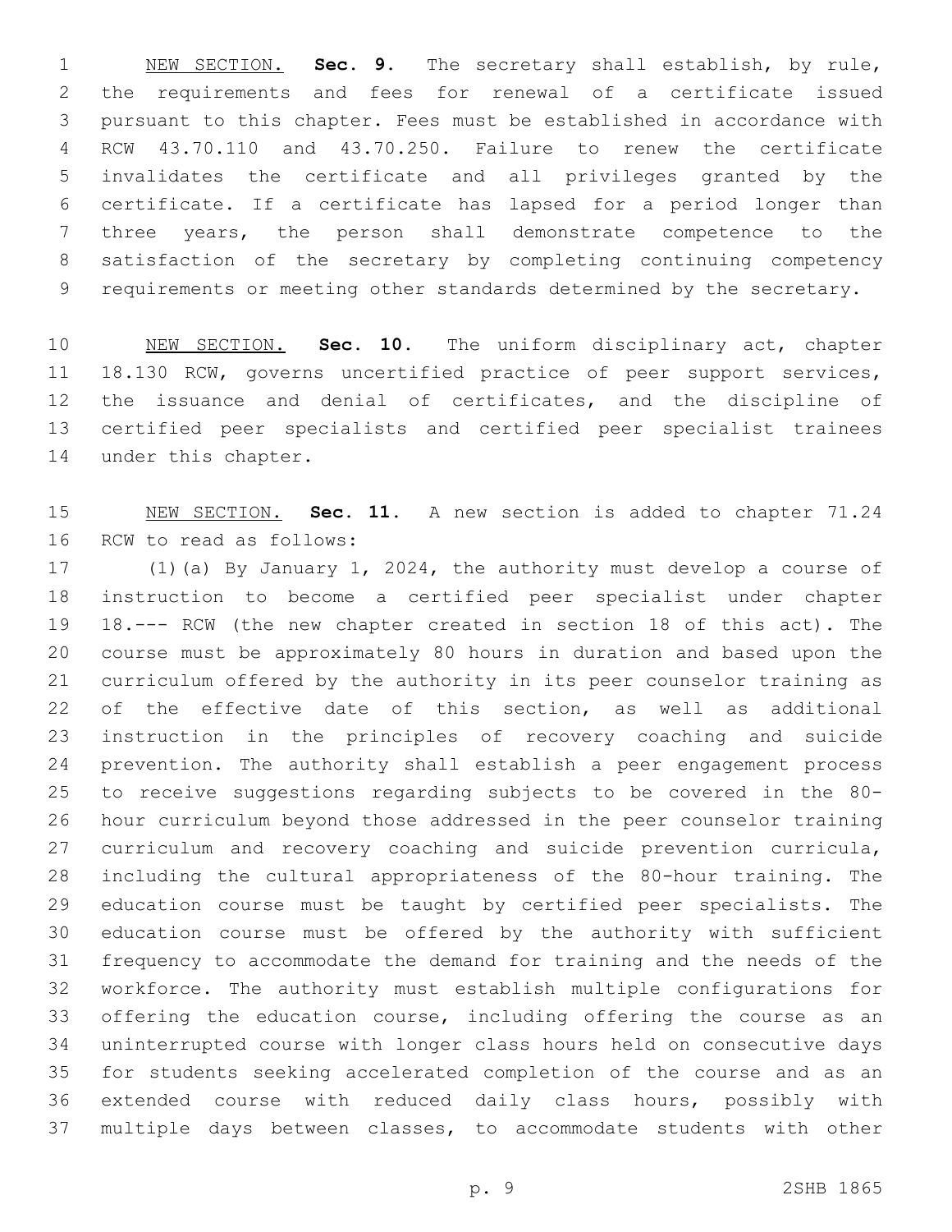NEW SECTION. **Sec. 9.** The secretary shall establish, by rule, the requirements and fees for renewal of a certificate issued pursuant to this chapter. Fees must be established in accordance with RCW 43.70.110 and 43.70.250. Failure to renew the certificate invalidates the certificate and all privileges granted by the certificate. If a certificate has lapsed for a period longer than three years, the person shall demonstrate competence to the satisfaction of the secretary by completing continuing competency requirements or meeting other standards determined by the secretary.

NEW SECTION. **Sec. 10.** The uniform disciplinary act, chapter 18.130 RCW, governs uncertified practice of peer support services, the issuance and denial of certificates, and the discipline of certified peer specialists and certified peer specialist trainees under this chapter.

NEW SECTION. **Sec. 11.** A new section is added to chapter 71.24 RCW to read as follows:

(1)(a) By January 1, 2024, the authority must develop a course of instruction to become a certified peer specialist under chapter 18.--- RCW (the new chapter created in section 18 of this act). The course must be approximately 80 hours in duration and based upon the curriculum offered by the authority in its peer counselor training as of the effective date of this section, as well as additional instruction in the principles of recovery coaching and suicide prevention. The authority shall establish a peer engagement process to receive suggestions regarding subjects to be covered in the 80-hour curriculum beyond those addressed in the peer counselor training curriculum and recovery coaching and suicide prevention curricula, including the cultural appropriateness of the 80-hour training. The education course must be taught by certified peer specialists. The education course must be offered by the authority with sufficient frequency to accommodate the demand for training and the needs of the workforce. The authority must establish multiple configurations for offering the education course, including offering the course as an uninterrupted course with longer class hours held on consecutive days for students seeking accelerated completion of the course and as an extended course with reduced daily class hours, possibly with multiple days between classes, to accommodate students with other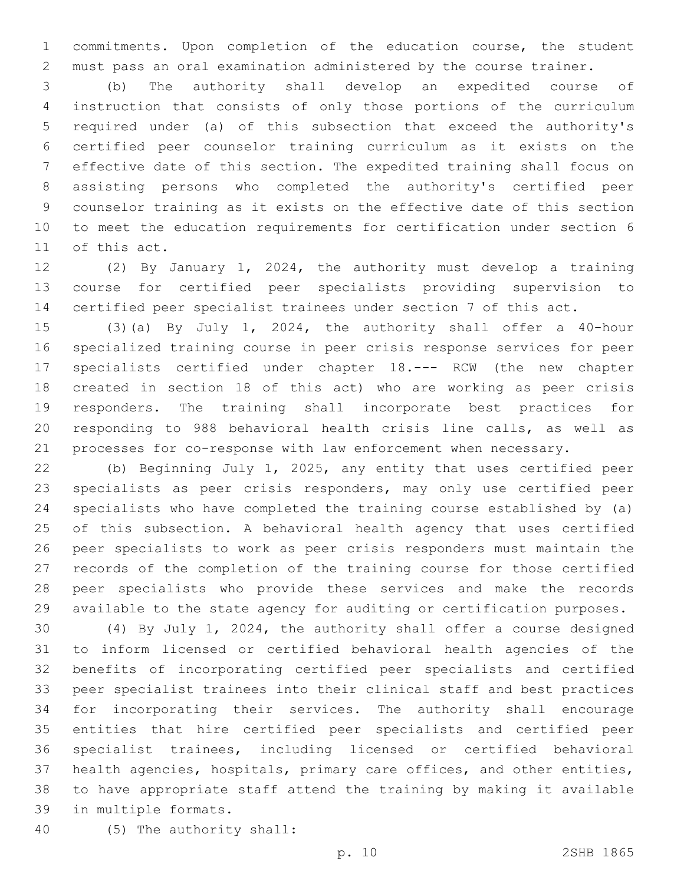commitments. Upon completion of the education course, the student must pass an oral examination administered by the course trainer.

(b) The authority shall develop an expedited course of instruction that consists of only those portions of the curriculum required under (a) of this subsection that exceed the authority's certified peer counselor training curriculum as it exists on the effective date of this section. The expedited training shall focus on assisting persons who completed the authority's certified peer counselor training as it exists on the effective date of this section to meet the education requirements for certification under section 6 of this act.

(2) By January 1, 2024, the authority must develop a training course for certified peer specialists providing supervision to certified peer specialist trainees under section 7 of this act.

(3)(a) By July 1, 2024, the authority shall offer a 40-hour specialized training course in peer crisis response services for peer specialists certified under chapter 18.--- RCW (the new chapter created in section 18 of this act) who are working as peer crisis responders. The training shall incorporate best practices for responding to 988 behavioral health crisis line calls, as well as processes for co-response with law enforcement when necessary.

(b) Beginning July 1, 2025, any entity that uses certified peer specialists as peer crisis responders, may only use certified peer specialists who have completed the training course established by (a) of this subsection. A behavioral health agency that uses certified peer specialists to work as peer crisis responders must maintain the records of the completion of the training course for those certified peer specialists who provide these services and make the records available to the state agency for auditing or certification purposes.

(4) By July 1, 2024, the authority shall offer a course designed to inform licensed or certified behavioral health agencies of the benefits of incorporating certified peer specialists and certified peer specialist trainees into their clinical staff and best practices for incorporating their services. The authority shall encourage entities that hire certified peer specialists and certified peer specialist trainees, including licensed or certified behavioral health agencies, hospitals, primary care offices, and other entities, to have appropriate staff attend the training by making it available in multiple formats.

(5) The authority shall: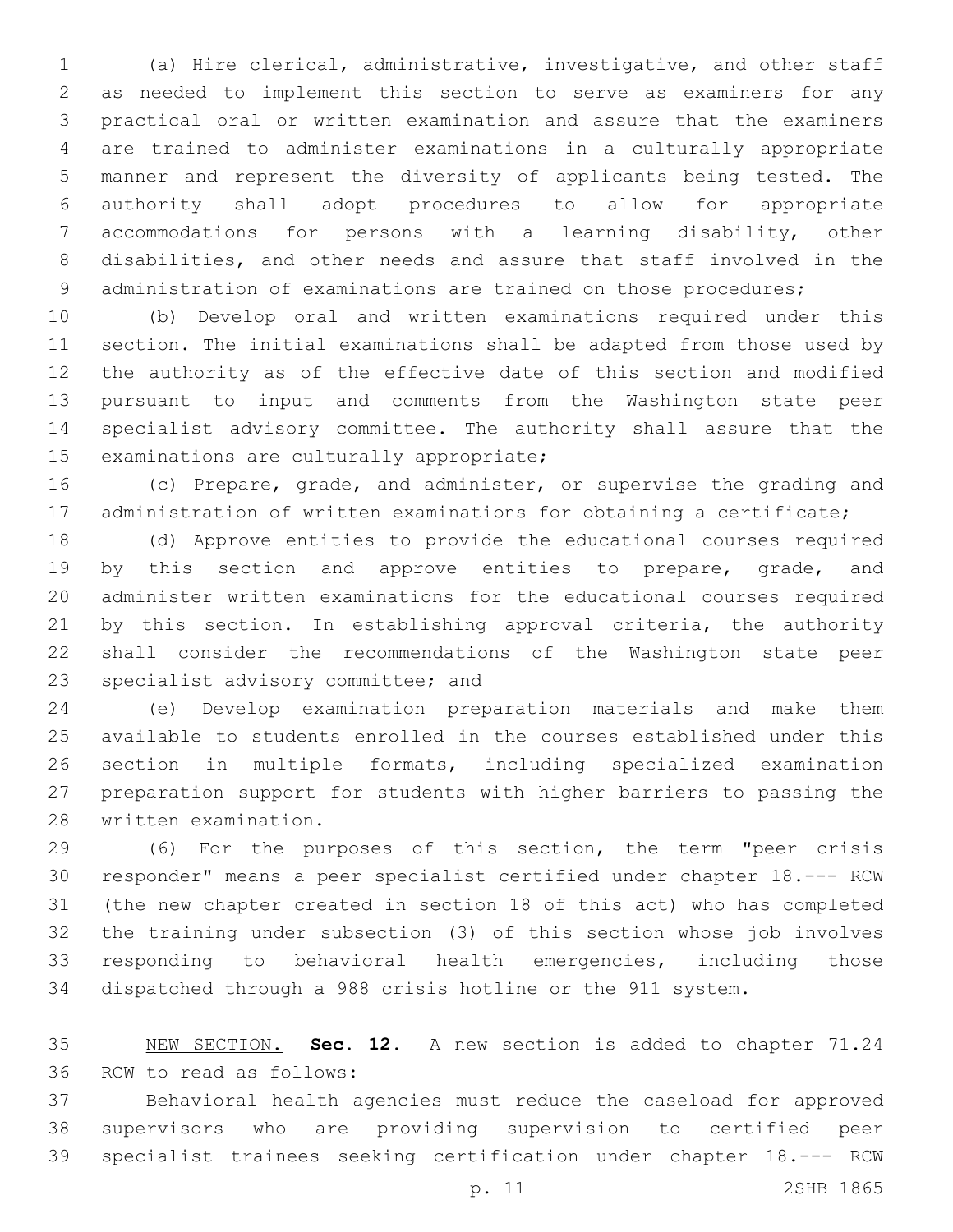(a) Hire clerical, administrative, investigative, and other staff as needed to implement this section to serve as examiners for any practical oral or written examination and assure that the examiners are trained to administer examinations in a culturally appropriate manner and represent the diversity of applicants being tested. The authority shall adopt procedures to allow for appropriate accommodations for persons with a learning disability, other disabilities, and other needs and assure that staff involved in the administration of examinations are trained on those procedures;

(b) Develop oral and written examinations required under this section. The initial examinations shall be adapted from those used by the authority as of the effective date of this section and modified pursuant to input and comments from the Washington state peer specialist advisory committee. The authority shall assure that the examinations are culturally appropriate;

(c) Prepare, grade, and administer, or supervise the grading and administration of written examinations for obtaining a certificate;

(d) Approve entities to provide the educational courses required by this section and approve entities to prepare, grade, and administer written examinations for the educational courses required by this section. In establishing approval criteria, the authority shall consider the recommendations of the Washington state peer specialist advisory committee; and

(e) Develop examination preparation materials and make them available to students enrolled in the courses established under this section in multiple formats, including specialized examination preparation support for students with higher barriers to passing the written examination.

(6) For the purposes of this section, the term "peer crisis responder" means a peer specialist certified under chapter 18.--- RCW (the new chapter created in section 18 of this act) who has completed the training under subsection (3) of this section whose job involves responding to behavioral health emergencies, including those dispatched through a 988 crisis hotline or the 911 system.

NEW SECTION. **Sec. 12.** A new section is added to chapter 71.24 RCW to read as follows:

Behavioral health agencies must reduce the caseload for approved supervisors who are providing supervision to certified peer specialist trainees seeking certification under chapter 18.--- RCW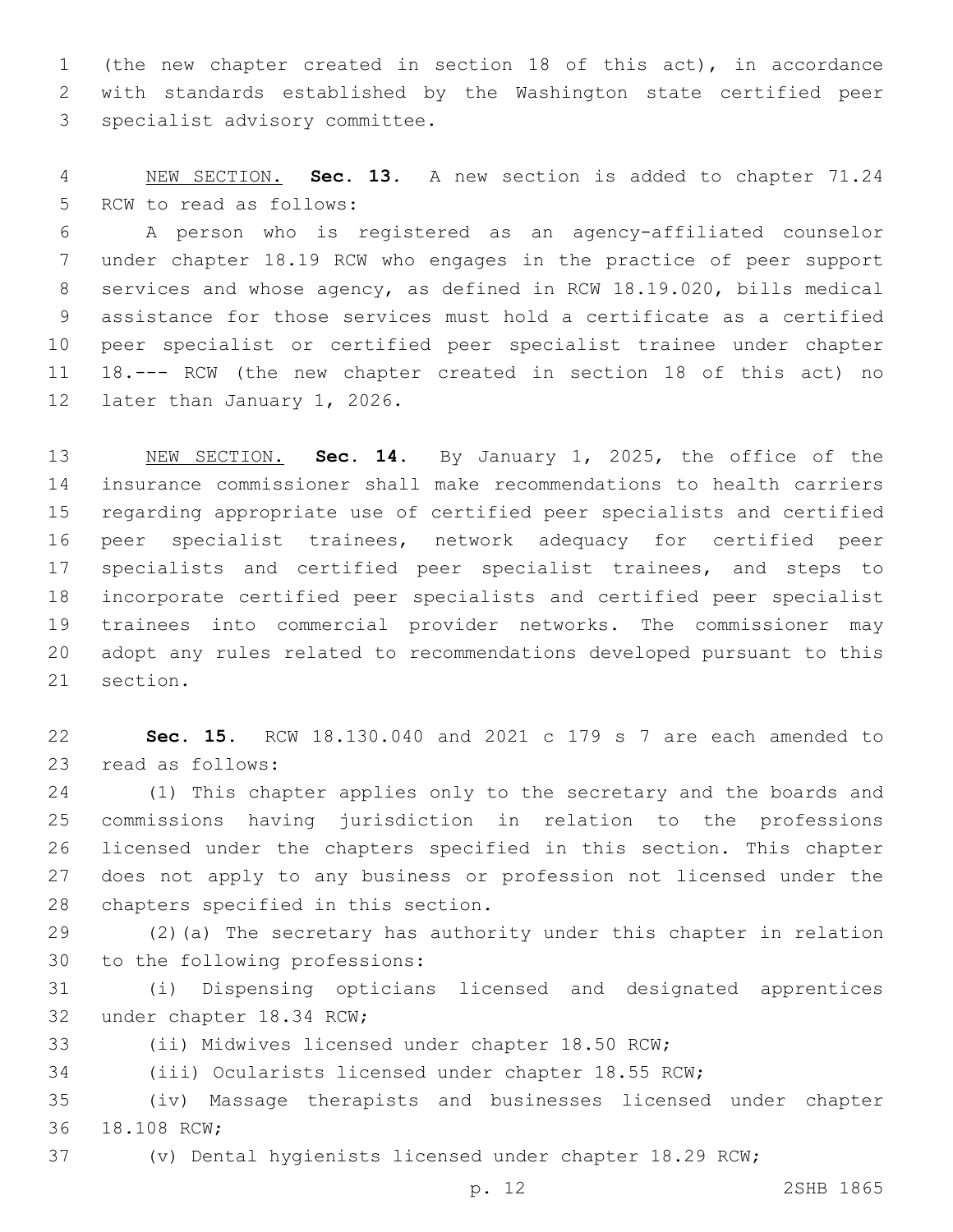(the new chapter created in section 18 of this act), in accordance with standards established by the Washington state certified peer specialist advisory committee.

NEW SECTION. **Sec. 13.** A new section is added to chapter 71.24 RCW to read as follows:

A person who is registered as an agency-affiliated counselor under chapter 18.19 RCW who engages in the practice of peer support services and whose agency, as defined in RCW 18.19.020, bills medical assistance for those services must hold a certificate as a certified peer specialist or certified peer specialist trainee under chapter 18.--- RCW (the new chapter created in section 18 of this act) no later than January 1, 2026.

NEW SECTION. **Sec. 14.** By January 1, 2025, the office of the insurance commissioner shall make recommendations to health carriers regarding appropriate use of certified peer specialists and certified peer specialist trainees, network adequacy for certified peer specialists and certified peer specialist trainees, and steps to incorporate certified peer specialists and certified peer specialist trainees into commercial provider networks. The commissioner may adopt any rules related to recommendations developed pursuant to this section.

**Sec. 15.** RCW 18.130.040 and 2021 c 179 s 7 are each amended to read as follows:

(1) This chapter applies only to the secretary and the boards and commissions having jurisdiction in relation to the professions licensed under the chapters specified in this section. This chapter does not apply to any business or profession not licensed under the chapters specified in this section.

(2)(a) The secretary has authority under this chapter in relation to the following professions:

(i) Dispensing opticians licensed and designated apprentices under chapter 18.34 RCW;

(ii) Midwives licensed under chapter 18.50 RCW;

(iii) Ocularists licensed under chapter 18.55 RCW;

(iv) Massage therapists and businesses licensed under chapter 18.108 RCW;

(v) Dental hygienists licensed under chapter 18.29 RCW;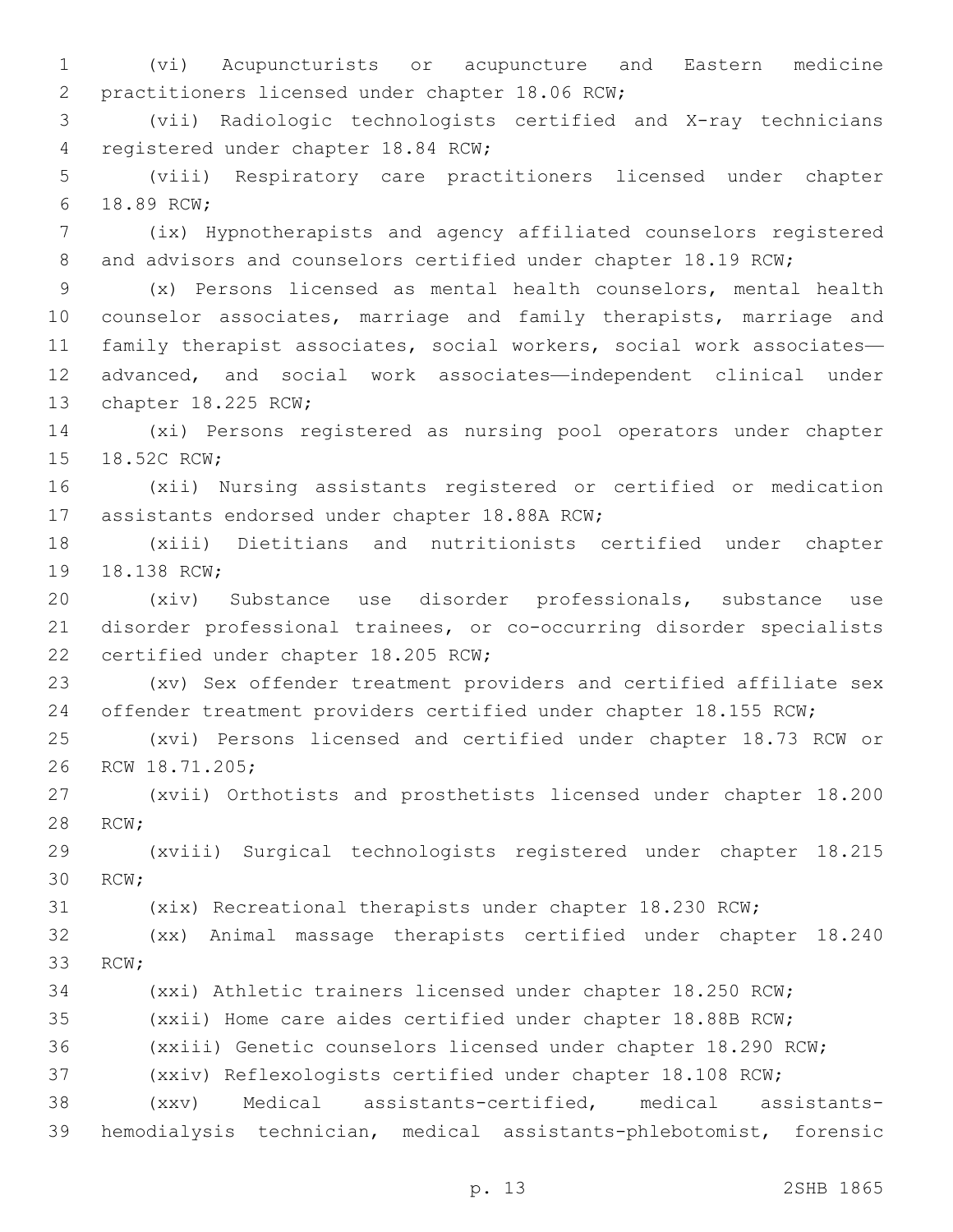(vi) Acupuncturists or acupuncture and Eastern medicine practitioners licensed under chapter 18.06 RCW;

(vii) Radiologic technologists certified and X-ray technicians registered under chapter 18.84 RCW;

(viii) Respiratory care practitioners licensed under chapter 18.89 RCW;

(ix) Hypnotherapists and agency affiliated counselors registered and advisors and counselors certified under chapter 18.19 RCW;

(x) Persons licensed as mental health counselors, mental health counselor associates, marriage and family therapists, marriage and family therapist associates, social workers, social work associates—advanced, and social work associates—independent clinical under chapter 18.225 RCW;

(xi) Persons registered as nursing pool operators under chapter 18.52C RCW;

(xii) Nursing assistants registered or certified or medication assistants endorsed under chapter 18.88A RCW;

(xiii) Dietitians and nutritionists certified under chapter 18.138 RCW;

(xiv) Substance use disorder professionals, substance use disorder professional trainees, or co-occurring disorder specialists certified under chapter 18.205 RCW;

(xv) Sex offender treatment providers and certified affiliate sex offender treatment providers certified under chapter 18.155 RCW;

(xvi) Persons licensed and certified under chapter 18.73 RCW or RCW 18.71.205;

(xvii) Orthotists and prosthetists licensed under chapter 18.200 RCW;

(xviii) Surgical technologists registered under chapter 18.215 RCW;

(xix) Recreational therapists under chapter 18.230 RCW;

(xx) Animal massage therapists certified under chapter 18.240 RCW;

(xxi) Athletic trainers licensed under chapter 18.250 RCW;

(xxii) Home care aides certified under chapter 18.88B RCW;

(xxiii) Genetic counselors licensed under chapter 18.290 RCW;

(xxiv) Reflexologists certified under chapter 18.108 RCW;

(xxv) Medical assistants-certified, medical assistants-hemodialysis technician, medical assistants-phlebotomist, forensic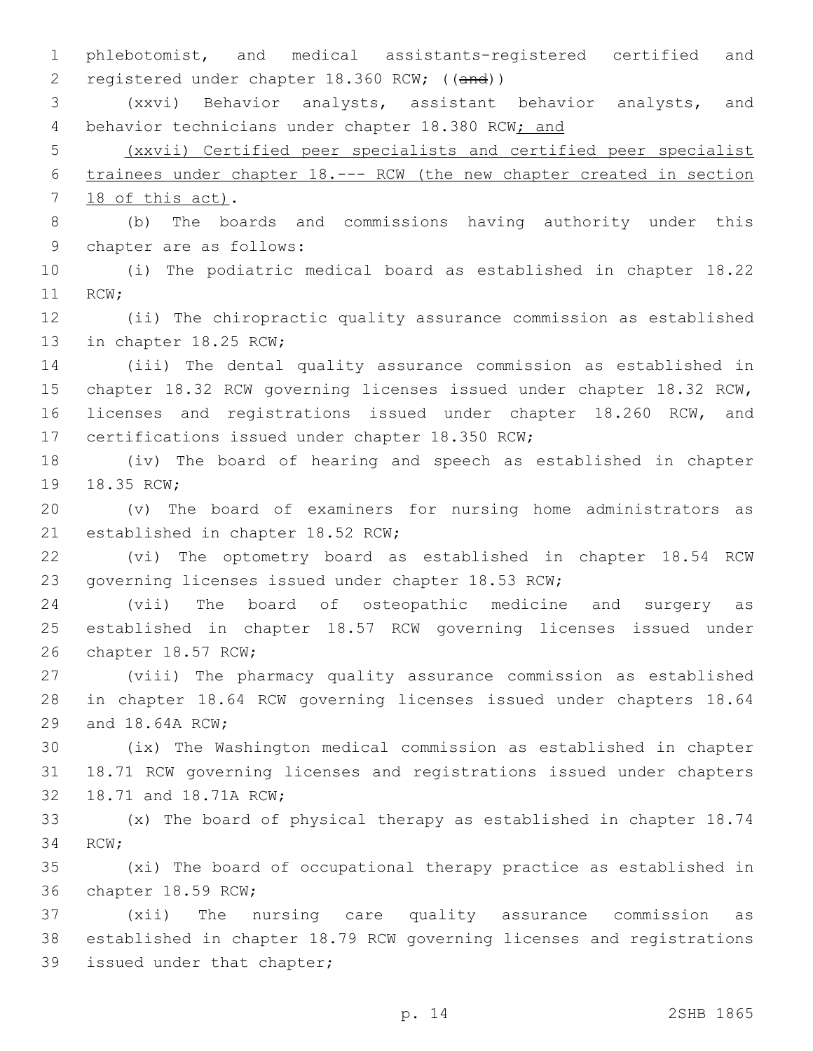phlebotomist, and medical assistants-registered certified and registered under chapter 18.360 RCW; ((~~and~~))

(xxvi) Behavior analysts, assistant behavior analysts, and behavior technicians under chapter 18.380 RCW; and

(xxvii) Certified peer specialists and certified peer specialist trainees under chapter 18.--- RCW (the new chapter created in section 18 of this act).

(b) The boards and commissions having authority under this chapter are as follows:

(i) The podiatric medical board as established in chapter 18.22 RCW;

(ii) The chiropractic quality assurance commission as established in chapter 18.25 RCW;

(iii) The dental quality assurance commission as established in chapter 18.32 RCW governing licenses issued under chapter 18.32 RCW, licenses and registrations issued under chapter 18.260 RCW, and certifications issued under chapter 18.350 RCW;

(iv) The board of hearing and speech as established in chapter 18.35 RCW;

(v) The board of examiners for nursing home administrators as established in chapter 18.52 RCW;

(vi) The optometry board as established in chapter 18.54 RCW governing licenses issued under chapter 18.53 RCW;

(vii) The board of osteopathic medicine and surgery as established in chapter 18.57 RCW governing licenses issued under chapter 18.57 RCW;

(viii) The pharmacy quality assurance commission as established in chapter 18.64 RCW governing licenses issued under chapters 18.64 and 18.64A RCW;

(ix) The Washington medical commission as established in chapter 18.71 RCW governing licenses and registrations issued under chapters 18.71 and 18.71A RCW;

(x) The board of physical therapy as established in chapter 18.74 RCW;

(xi) The board of occupational therapy practice as established in chapter 18.59 RCW;

(xii) The nursing care quality assurance commission as established in chapter 18.79 RCW governing licenses and registrations issued under that chapter;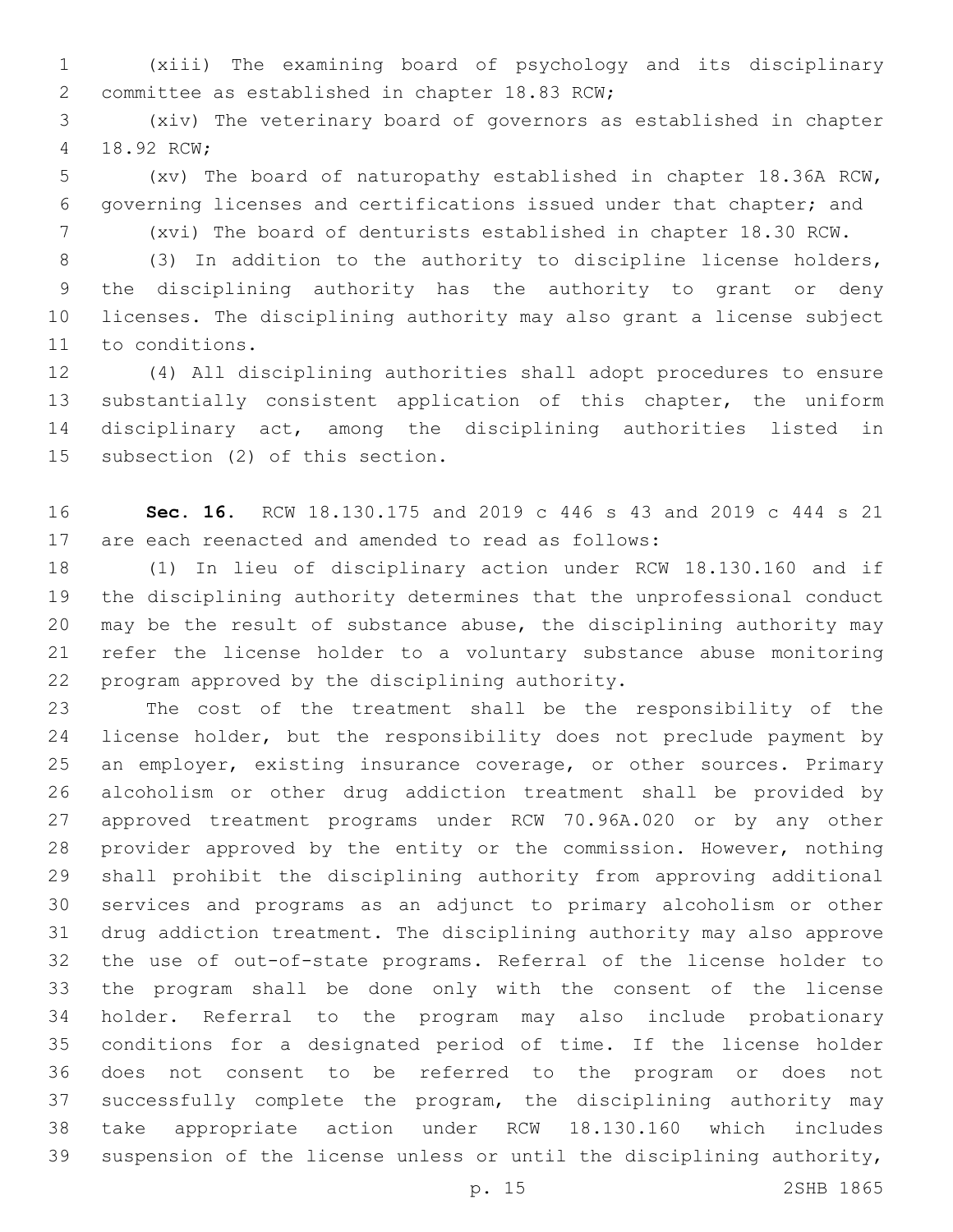(xiii) The examining board of psychology and its disciplinary committee as established in chapter 18.83 RCW;

(xiv) The veterinary board of governors as established in chapter 18.92 RCW;

(xv) The board of naturopathy established in chapter 18.36A RCW, governing licenses and certifications issued under that chapter; and

(xvi) The board of denturists established in chapter 18.30 RCW.

(3) In addition to the authority to discipline license holders, the disciplining authority has the authority to grant or deny licenses. The disciplining authority may also grant a license subject to conditions.

(4) All disciplining authorities shall adopt procedures to ensure substantially consistent application of this chapter, the uniform disciplinary act, among the disciplining authorities listed in subsection (2) of this section.

**Sec. 16.** RCW 18.130.175 and 2019 c 446 s 43 and 2019 c 444 s 21 are each reenacted and amended to read as follows:

(1) In lieu of disciplinary action under RCW 18.130.160 and if the disciplining authority determines that the unprofessional conduct may be the result of substance abuse, the disciplining authority may refer the license holder to a voluntary substance abuse monitoring program approved by the disciplining authority.

The cost of the treatment shall be the responsibility of the license holder, but the responsibility does not preclude payment by an employer, existing insurance coverage, or other sources. Primary alcoholism or other drug addiction treatment shall be provided by approved treatment programs under RCW 70.96A.020 or by any other provider approved by the entity or the commission. However, nothing shall prohibit the disciplining authority from approving additional services and programs as an adjunct to primary alcoholism or other drug addiction treatment. The disciplining authority may also approve the use of out-of-state programs. Referral of the license holder to the program shall be done only with the consent of the license holder. Referral to the program may also include probationary conditions for a designated period of time. If the license holder does not consent to be referred to the program or does not successfully complete the program, the disciplining authority may take appropriate action under RCW 18.130.160 which includes suspension of the license unless or until the disciplining authority,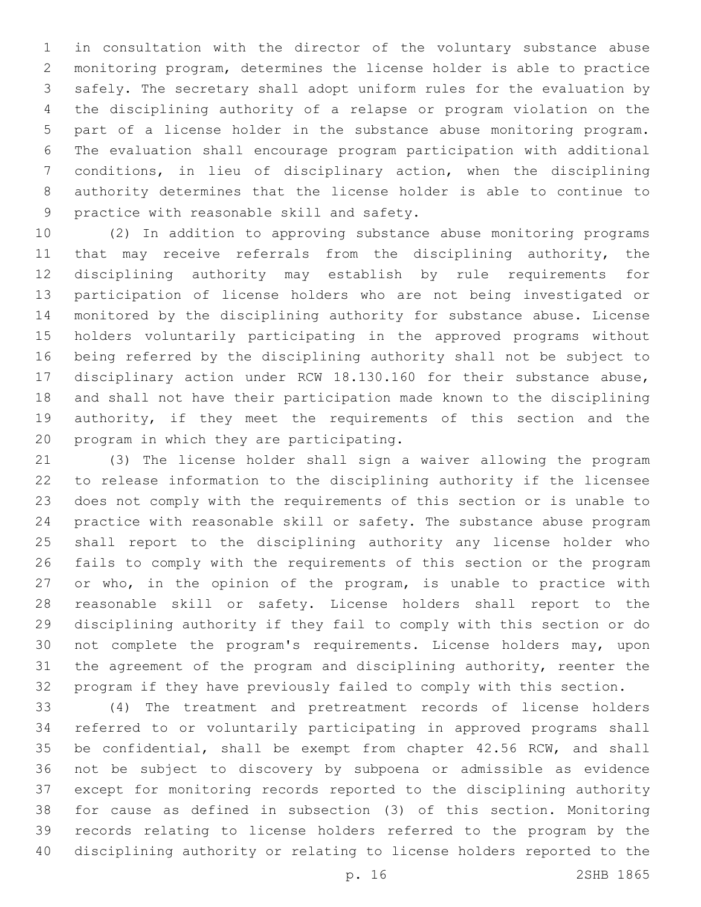in consultation with the director of the voluntary substance abuse monitoring program, determines the license holder is able to practice safely. The secretary shall adopt uniform rules for the evaluation by the disciplining authority of a relapse or program violation on the part of a license holder in the substance abuse monitoring program. The evaluation shall encourage program participation with additional conditions, in lieu of disciplinary action, when the disciplining authority determines that the license holder is able to continue to practice with reasonable skill and safety.

(2) In addition to approving substance abuse monitoring programs that may receive referrals from the disciplining authority, the disciplining authority may establish by rule requirements for participation of license holders who are not being investigated or monitored by the disciplining authority for substance abuse. License holders voluntarily participating in the approved programs without being referred by the disciplining authority shall not be subject to disciplinary action under RCW 18.130.160 for their substance abuse, and shall not have their participation made known to the disciplining authority, if they meet the requirements of this section and the program in which they are participating.

(3) The license holder shall sign a waiver allowing the program to release information to the disciplining authority if the licensee does not comply with the requirements of this section or is unable to practice with reasonable skill or safety. The substance abuse program shall report to the disciplining authority any license holder who fails to comply with the requirements of this section or the program or who, in the opinion of the program, is unable to practice with reasonable skill or safety. License holders shall report to the disciplining authority if they fail to comply with this section or do not complete the program's requirements. License holders may, upon the agreement of the program and disciplining authority, reenter the program if they have previously failed to comply with this section.

(4) The treatment and pretreatment records of license holders referred to or voluntarily participating in approved programs shall be confidential, shall be exempt from chapter 42.56 RCW, and shall not be subject to discovery by subpoena or admissible as evidence except for monitoring records reported to the disciplining authority for cause as defined in subsection (3) of this section. Monitoring records relating to license holders referred to the program by the disciplining authority or relating to license holders reported to the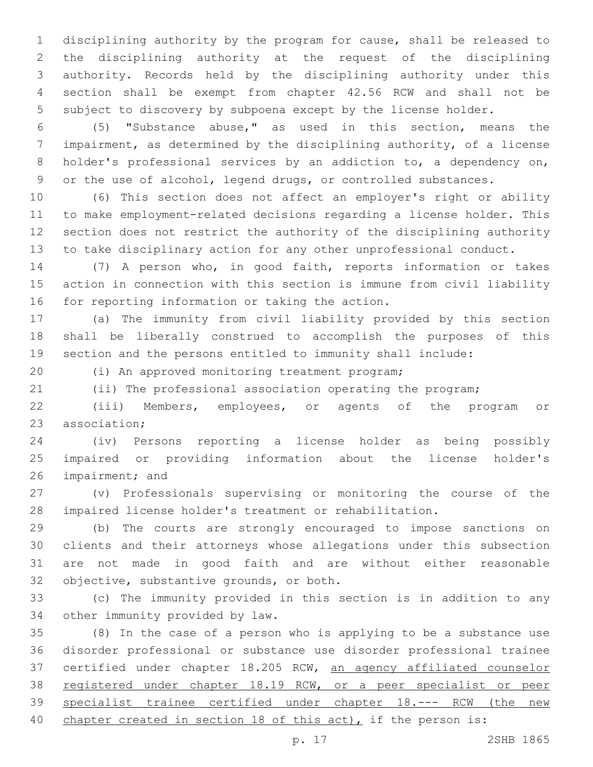disciplining authority by the program for cause, shall be released to the disciplining authority at the request of the disciplining authority. Records held by the disciplining authority under this section shall be exempt from chapter 42.56 RCW and shall not be subject to discovery by subpoena except by the license holder.

(5) "Substance abuse," as used in this section, means the impairment, as determined by the disciplining authority, of a license holder's professional services by an addiction to, a dependency on, or the use of alcohol, legend drugs, or controlled substances.

(6) This section does not affect an employer's right or ability to make employment-related decisions regarding a license holder. This section does not restrict the authority of the disciplining authority to take disciplinary action for any other unprofessional conduct.

(7) A person who, in good faith, reports information or takes action in connection with this section is immune from civil liability for reporting information or taking the action.

(a) The immunity from civil liability provided by this section shall be liberally construed to accomplish the purposes of this section and the persons entitled to immunity shall include:

(i) An approved monitoring treatment program;

(ii) The professional association operating the program;

(iii) Members, employees, or agents of the program or association;

(iv) Persons reporting a license holder as being possibly impaired or providing information about the license holder's impairment; and

(v) Professionals supervising or monitoring the course of the impaired license holder's treatment or rehabilitation.

(b) The courts are strongly encouraged to impose sanctions on clients and their attorneys whose allegations under this subsection are not made in good faith and are without either reasonable objective, substantive grounds, or both.

(c) The immunity provided in this section is in addition to any other immunity provided by law.

(8) In the case of a person who is applying to be a substance use disorder professional or substance use disorder professional trainee certified under chapter 18.205 RCW, an agency affiliated counselor registered under chapter 18.19 RCW, or a peer specialist or peer specialist trainee certified under chapter 18.--- RCW (the new chapter created in section 18 of this act), if the person is: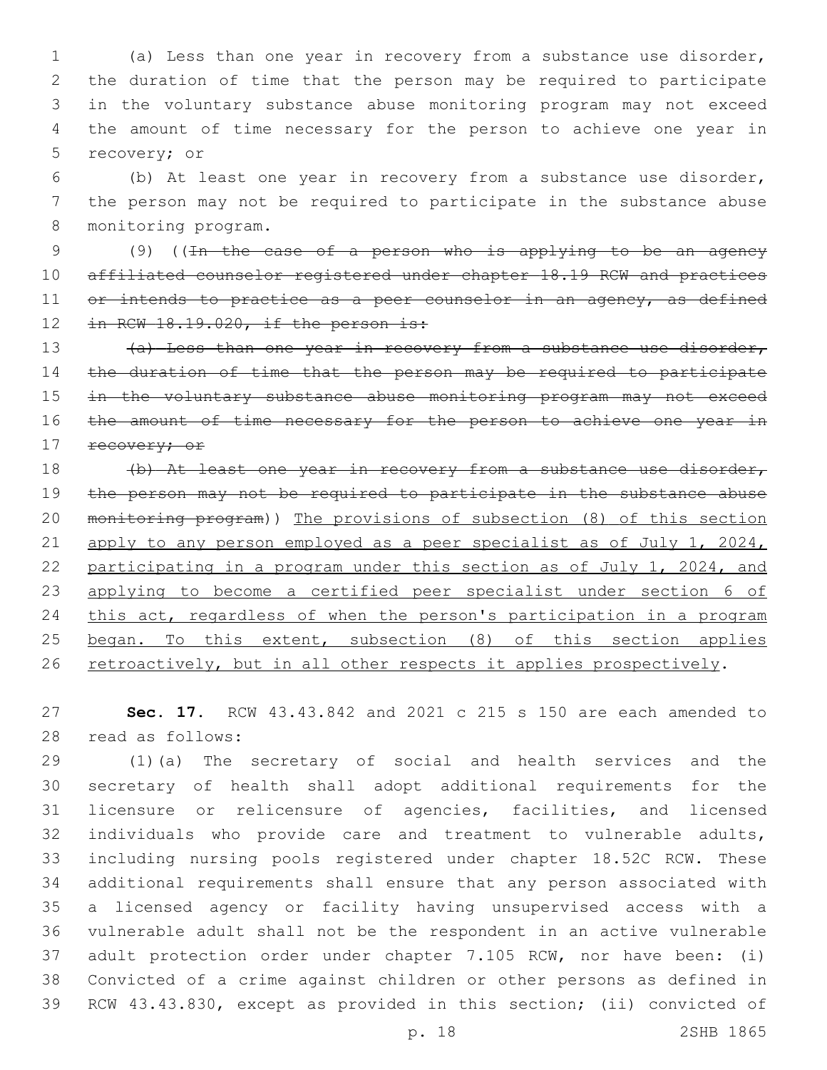(a) Less than one year in recovery from a substance use disorder, the duration of time that the person may be required to participate in the voluntary substance abuse monitoring program may not exceed the amount of time necessary for the person to achieve one year in recovery; or

(b) At least one year in recovery from a substance use disorder, the person may not be required to participate in the substance abuse monitoring program.

(9) ((~~In the case of a person who is applying to be an agency affiliated counselor registered under chapter 18.19 RCW and practices or intends to practice as a peer counselor in an agency, as defined in RCW 18.19.020, if the person is:~~

~~(a) Less than one year in recovery from a substance use disorder, the duration of time that the person may be required to participate in the voluntary substance abuse monitoring program may not exceed the amount of time necessary for the person to achieve one year in recovery; or~~

~~(b) At least one year in recovery from a substance use disorder, the person may not be required to participate in the substance abuse monitoring program~~)) <u>The provisions of subsection (8) of this section apply to any person employed as a peer specialist as of July 1, 2024, participating in a program under this section as of July 1, 2024, and applying to become a certified peer specialist under section 6 of this act, regardless of when the person's participation in a program began. To this extent, subsection (8) of this section applies retroactively, but in all other respects it applies prospectively</u>.

**Sec. 17.** RCW 43.43.842 and 2021 c 215 s 150 are each amended to read as follows:

(1)(a) The secretary of social and health services and the secretary of health shall adopt additional requirements for the licensure or relicensure of agencies, facilities, and licensed individuals who provide care and treatment to vulnerable adults, including nursing pools registered under chapter 18.52C RCW. These additional requirements shall ensure that any person associated with a licensed agency or facility having unsupervised access with a vulnerable adult shall not be the respondent in an active vulnerable adult protection order under chapter 7.105 RCW, nor have been: (i) Convicted of a crime against children or other persons as defined in RCW 43.43.830, except as provided in this section; (ii) convicted of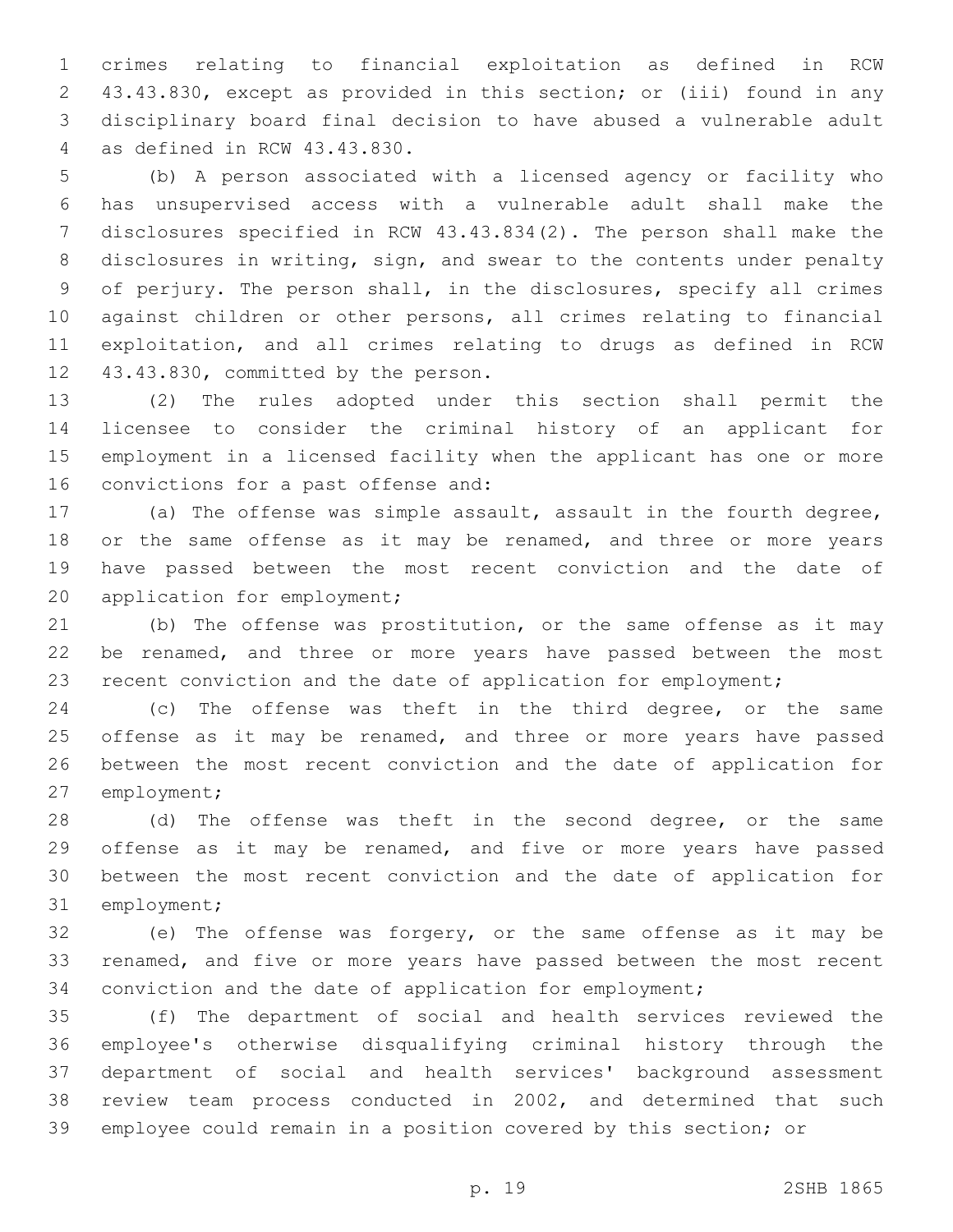crimes relating to financial exploitation as defined in RCW 43.43.830, except as provided in this section; or (iii) found in any disciplinary board final decision to have abused a vulnerable adult as defined in RCW 43.43.830.

(b) A person associated with a licensed agency or facility who has unsupervised access with a vulnerable adult shall make the disclosures specified in RCW 43.43.834(2). The person shall make the disclosures in writing, sign, and swear to the contents under penalty of perjury. The person shall, in the disclosures, specify all crimes against children or other persons, all crimes relating to financial exploitation, and all crimes relating to drugs as defined in RCW 43.43.830, committed by the person.

(2) The rules adopted under this section shall permit the licensee to consider the criminal history of an applicant for employment in a licensed facility when the applicant has one or more convictions for a past offense and:

(a) The offense was simple assault, assault in the fourth degree, or the same offense as it may be renamed, and three or more years have passed between the most recent conviction and the date of application for employment;

(b) The offense was prostitution, or the same offense as it may be renamed, and three or more years have passed between the most recent conviction and the date of application for employment;

(c) The offense was theft in the third degree, or the same offense as it may be renamed, and three or more years have passed between the most recent conviction and the date of application for employment;

(d) The offense was theft in the second degree, or the same offense as it may be renamed, and five or more years have passed between the most recent conviction and the date of application for employment;

(e) The offense was forgery, or the same offense as it may be renamed, and five or more years have passed between the most recent conviction and the date of application for employment;

(f) The department of social and health services reviewed the employee's otherwise disqualifying criminal history through the department of social and health services' background assessment review team process conducted in 2002, and determined that such employee could remain in a position covered by this section; or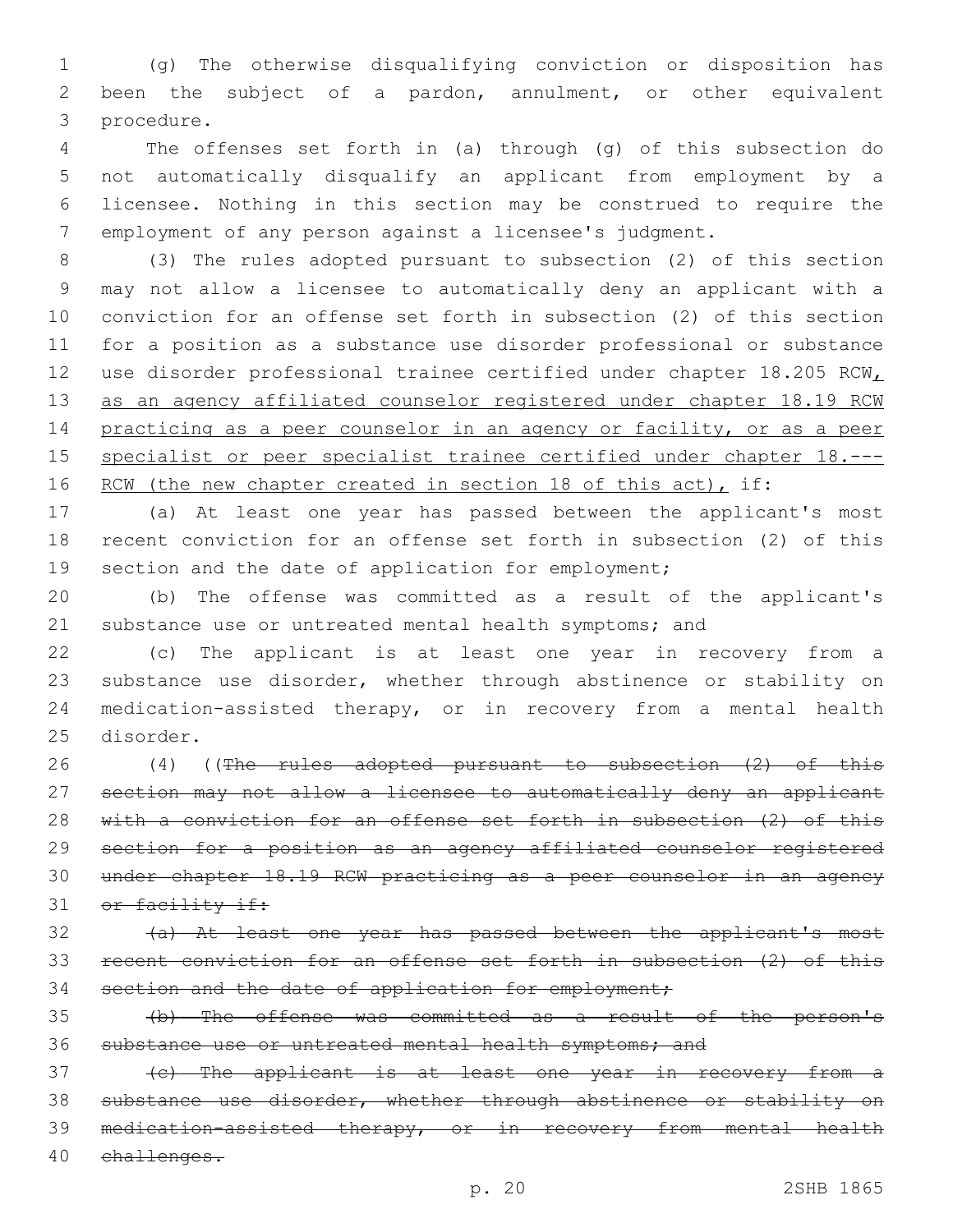(g) The otherwise disqualifying conviction or disposition has been the subject of a pardon, annulment, or other equivalent procedure.

The offenses set forth in (a) through (g) of this subsection do not automatically disqualify an applicant from employment by a licensee. Nothing in this section may be construed to require the employment of any person against a licensee's judgment.

(3) The rules adopted pursuant to subsection (2) of this section may not allow a licensee to automatically deny an applicant with a conviction for an offense set forth in subsection (2) of this section for a position as a substance use disorder professional or substance use disorder professional trainee certified under chapter 18.205 RCW<u>, as an agency affiliated counselor registered under chapter 18.19 RCW practicing as a peer counselor in an agency or facility, or as a peer specialist or peer specialist trainee certified under chapter 18.--- RCW (the new chapter created in section 18 of this act),</u> if:

(a) At least one year has passed between the applicant's most recent conviction for an offense set forth in subsection (2) of this section and the date of application for employment;

(b) The offense was committed as a result of the applicant's substance use or untreated mental health symptoms; and

(c) The applicant is at least one year in recovery from a substance use disorder, whether through abstinence or stability on medication-assisted therapy, or in recovery from a mental health disorder.

(4) ((~~The rules adopted pursuant to subsection (2) of this section may not allow a licensee to automatically deny an applicant with a conviction for an offense set forth in subsection (2) of this section for a position as an agency affiliated counselor registered under chapter 18.19 RCW practicing as a peer counselor in an agency or facility if:~~

~~(a) At least one year has passed between the applicant's most recent conviction for an offense set forth in subsection (2) of this section and the date of application for employment;~~

~~(b) The offense was committed as a result of the person's substance use or untreated mental health symptoms; and~~

~~(c) The applicant is at least one year in recovery from a substance use disorder, whether through abstinence or stability on medication-assisted therapy, or in recovery from mental health challenges.~~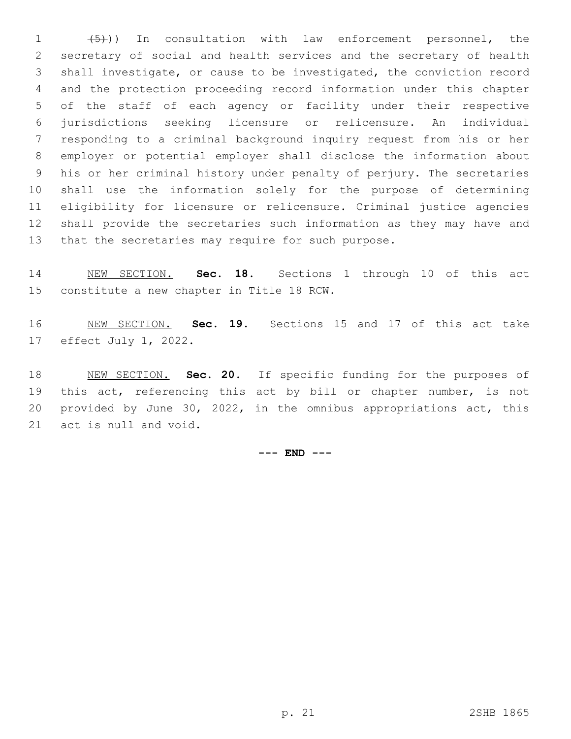~~(5)~~)) In consultation with law enforcement personnel, the secretary of social and health services and the secretary of health shall investigate, or cause to be investigated, the conviction record and the protection proceeding record information under this chapter of the staff of each agency or facility under their respective jurisdictions seeking licensure or relicensure. An individual responding to a criminal background inquiry request from his or her employer or potential employer shall disclose the information about his or her criminal history under penalty of perjury. The secretaries shall use the information solely for the purpose of determining eligibility for licensure or relicensure. Criminal justice agencies shall provide the secretaries such information as they may have and that the secretaries may require for such purpose.

NEW SECTION. **Sec. 18.** Sections 1 through 10 of this act constitute a new chapter in Title 18 RCW.

NEW SECTION. **Sec. 19.** Sections 15 and 17 of this act take effect July 1, 2022.

NEW SECTION. **Sec. 20.** If specific funding for the purposes of this act, referencing this act by bill or chapter number, is not provided by June 30, 2022, in the omnibus appropriations act, this act is null and void.

**--- END ---**